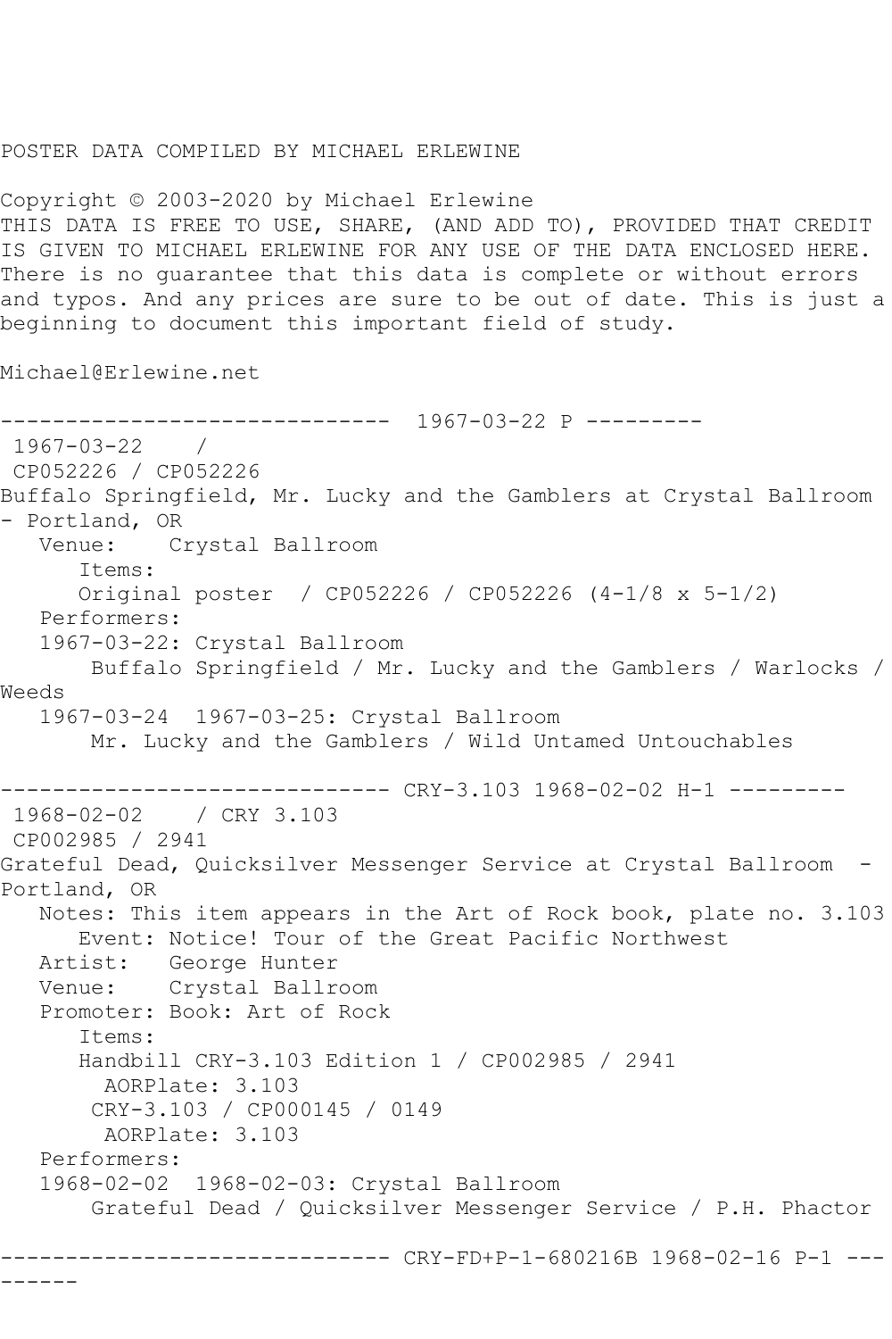POSTER DATA COMPILED BY MICHAEL ERLEWINE

Copyright © 2003-2020 by Michael Erlewine
THIS DATA IS FREE TO USE, SHARE, (AND ADD TO), PROVIDED THAT CREDIT IS GIVEN TO MICHAEL ERLEWINE FOR ANY USE OF THE DATA ENCLOSED HERE. There is no guarantee that this data is complete or without errors and typos. And any prices are sure to be out of date. This is just a beginning to document this important field of study.

Michael@Erlewine.net

```
------------------------------  1967-03-22 P ---------
 1967-03-22    /
 CP052226 / CP052226
Buffalo Springfield, Mr. Lucky and the Gamblers at Crystal Ballroom - Portland, OR
   Venue:    Crystal Ballroom
      Items:
      Original poster  / CP052226 / CP052226 (4-1/8 x 5-1/2)
   Performers:
   1967-03-22: Crystal Ballroom
       Buffalo Springfield / Mr. Lucky and the Gamblers / Warlocks / Weeds
   1967-03-24  1967-03-25: Crystal Ballroom
       Mr. Lucky and the Gamblers / Wild Untamed Untouchables

------------------------------ CRY-3.103 1968-02-02 H-1 ---------
 1968-02-02    / CRY 3.103
 CP002985 / 2941
Grateful Dead, Quicksilver Messenger Service at Crystal Ballroom  - Portland, OR
   Notes: This item appears in the Art of Rock book, plate no. 3.103
      Event: Notice! Tour of the Great Pacific Northwest
   Artist:   George Hunter
   Venue:    Crystal Ballroom
   Promoter: Book: Art of Rock
      Items:
      Handbill CRY-3.103 Edition 1 / CP002985 / 2941
        AORPlate: 3.103
       CRY-3.103 / CP000145 / 0149
        AORPlate: 3.103
   Performers:
   1968-02-02  1968-02-03: Crystal Ballroom
       Grateful Dead / Quicksilver Messenger Service / P.H. Phactor

------------------------------ CRY-FD+P-1-680216B 1968-02-16 P-1 ---------
```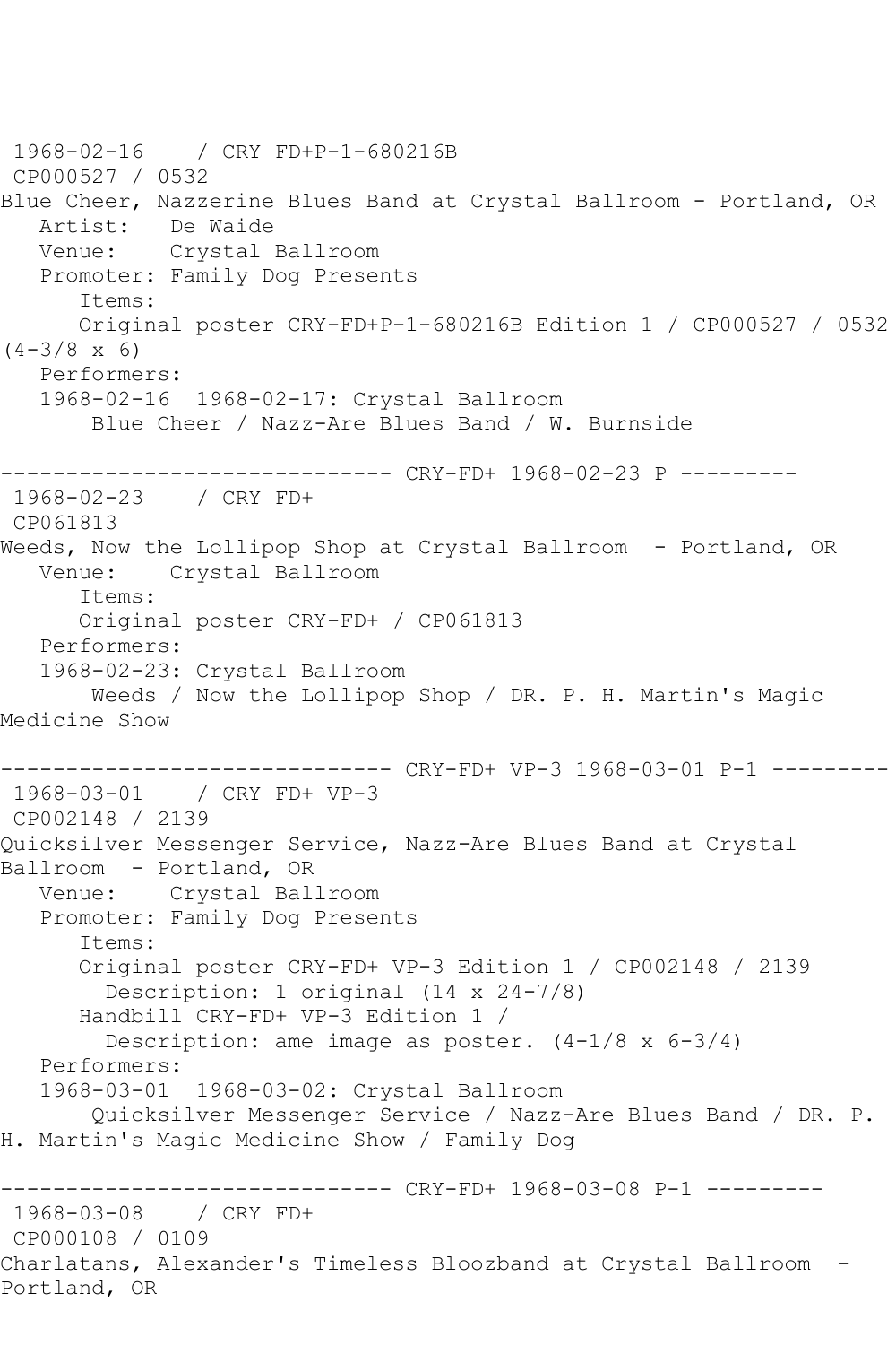1968-02-16 / CRY FD+P-1-680216B
CP000527 / 0532
Blue Cheer, Nazzerine Blues Band at Crystal Ballroom - Portland, OR
Artist: De Waide
Venue: Crystal Ballroom
Promoter: Family Dog Presents
Items:
Original poster CRY-FD+P-1-680216B Edition 1 / CP000527 / 0532 (4-3/8 x 6)
Performers:
1968-02-16 1968-02-17: Crystal Ballroom
Blue Cheer / Nazz-Are Blues Band / W. Burnside

------------------------------ CRY-FD+ 1968-02-23 P ---------

1968-02-23 / CRY FD+
CP061813
Weeds, Now the Lollipop Shop at Crystal Ballroom - Portland, OR
Venue: Crystal Ballroom
Items:
Original poster CRY-FD+ / CP061813
Performers:
1968-02-23: Crystal Ballroom
Weeds / Now the Lollipop Shop / DR. P. H. Martin's Magic Medicine Show

------------------------------ CRY-FD+ VP-3 1968-03-01 P-1 ---------

1968-03-01 / CRY FD+ VP-3
CP002148 / 2139
Quicksilver Messenger Service, Nazz-Are Blues Band at Crystal Ballroom - Portland, OR
Venue: Crystal Ballroom
Promoter: Family Dog Presents
Items:
Original poster CRY-FD+ VP-3 Edition 1 / CP002148 / 2139
Description: 1 original (14 x 24-7/8)
Handbill CRY-FD+ VP-3 Edition 1 /
Description: ame image as poster. (4-1/8 x 6-3/4)
Performers:
1968-03-01 1968-03-02: Crystal Ballroom
Quicksilver Messenger Service / Nazz-Are Blues Band / DR. P. H. Martin's Magic Medicine Show / Family Dog

------------------------------ CRY-FD+ 1968-03-08 P-1 ---------

1968-03-08 / CRY FD+
CP000108 / 0109
Charlatans, Alexander's Timeless Bloozband at Crystal Ballroom - Portland, OR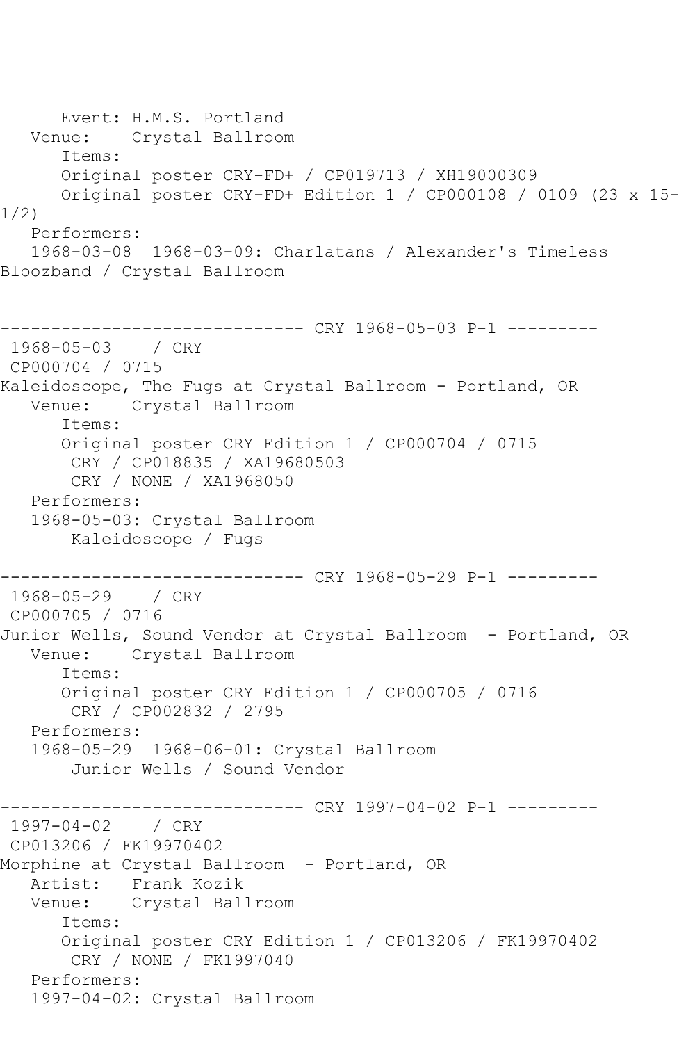```
      Event: H.M.S. Portland
   Venue:    Crystal Ballroom
      Items:
      Original poster CRY-FD+ / CP019713 / XH19000309
      Original poster CRY-FD+ Edition 1 / CP000108 / 0109 (23 x 15-
1/2)
   Performers:
   1968-03-08  1968-03-09: Charlatans / Alexander's Timeless
Bloozband / Crystal Ballroom


------------------------------ CRY 1968-05-03 P-1 ---------
 1968-05-03    / CRY
 CP000704 / 0715
Kaleidoscope, The Fugs at Crystal Ballroom - Portland, OR
   Venue:    Crystal Ballroom
      Items:
      Original poster CRY Edition 1 / CP000704 / 0715
       CRY / CP018835 / XA19680503
       CRY / NONE / XA1968050
   Performers:
   1968-05-03: Crystal Ballroom
       Kaleidoscope / Fugs

------------------------------ CRY 1968-05-29 P-1 ---------
 1968-05-29    / CRY
 CP000705 / 0716
Junior Wells, Sound Vendor at Crystal Ballroom  - Portland, OR
   Venue:    Crystal Ballroom
      Items:
      Original poster CRY Edition 1 / CP000705 / 0716
       CRY / CP002832 / 2795
   Performers:
   1968-05-29  1968-06-01: Crystal Ballroom
       Junior Wells / Sound Vendor

------------------------------ CRY 1997-04-02 P-1 ---------
 1997-04-02    / CRY
 CP013206 / FK19970402
Morphine at Crystal Ballroom  - Portland, OR
   Artist:   Frank Kozik
   Venue:    Crystal Ballroom
      Items:
      Original poster CRY Edition 1 / CP013206 / FK19970402
       CRY / NONE / FK1997040
   Performers:
   1997-04-02: Crystal Ballroom
```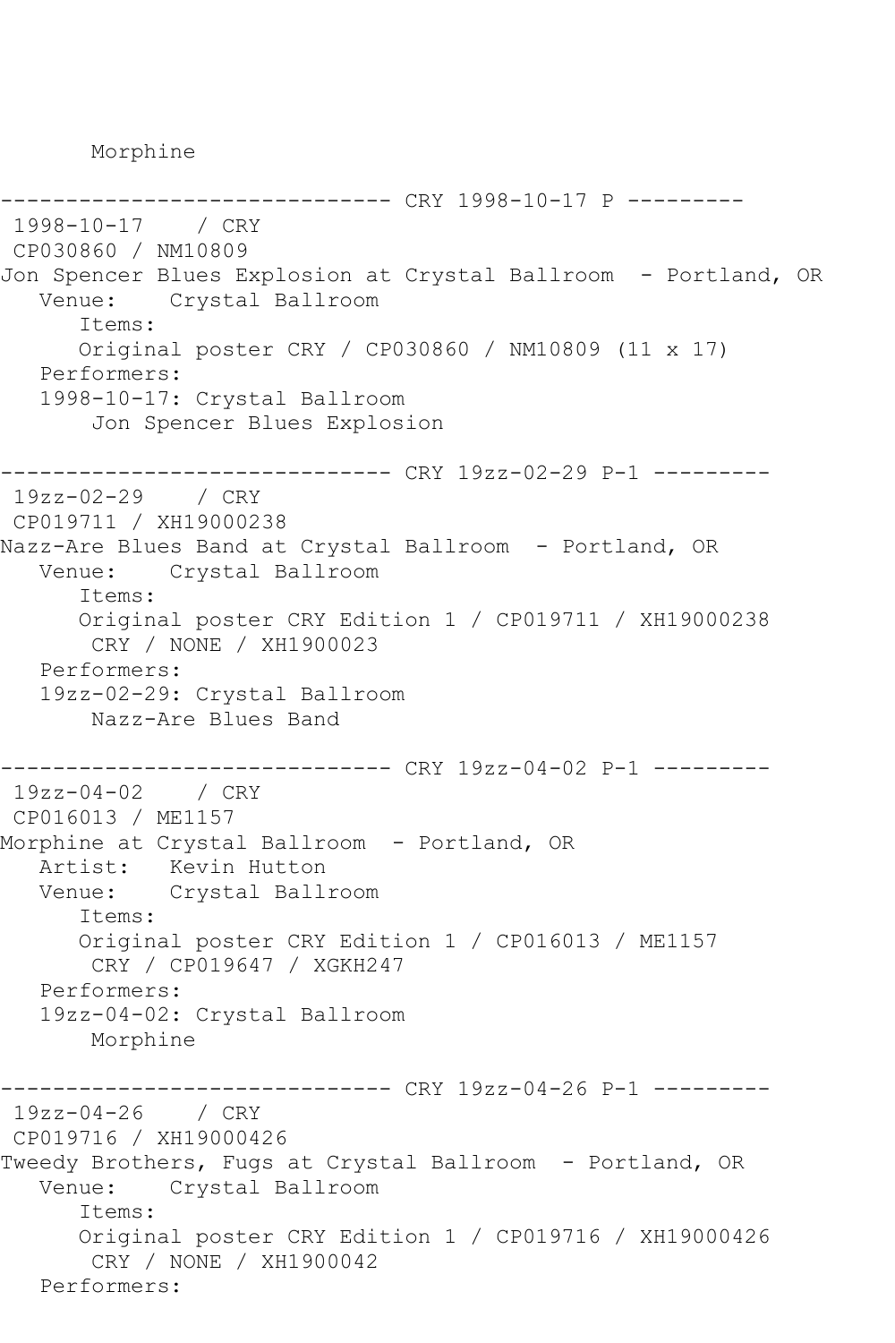Morphine

------------------------------ CRY 1998-10-17 P ---------

1998-10-17 / CRY
CP030860 / NM10809
Jon Spencer Blues Explosion at Crystal Ballroom - Portland, OR
Venue: Crystal Ballroom
Items:
Original poster CRY / CP030860 / NM10809 (11 x 17)
Performers:
1998-10-17: Crystal Ballroom
Jon Spencer Blues Explosion

------------------------------ CRY 19zz-02-29 P-1 ---------

19zz-02-29 / CRY
CP019711 / XH19000238
Nazz-Are Blues Band at Crystal Ballroom - Portland, OR
Venue: Crystal Ballroom
Items:
Original poster CRY Edition 1 / CP019711 / XH19000238
CRY / NONE / XH1900023
Performers:
19zz-02-29: Crystal Ballroom
Nazz-Are Blues Band

------------------------------ CRY 19zz-04-02 P-1 ---------

19zz-04-02 / CRY
CP016013 / ME1157
Morphine at Crystal Ballroom - Portland, OR
Artist: Kevin Hutton
Venue: Crystal Ballroom
Items:
Original poster CRY Edition 1 / CP016013 / ME1157
CRY / CP019647 / XGKH247
Performers:
19zz-04-02: Crystal Ballroom
Morphine

------------------------------ CRY 19zz-04-26 P-1 ---------

19zz-04-26 / CRY
CP019716 / XH19000426
Tweedy Brothers, Fugs at Crystal Ballroom - Portland, OR
Venue: Crystal Ballroom
Items:
Original poster CRY Edition 1 / CP019716 / XH19000426
CRY / NONE / XH1900042
Performers: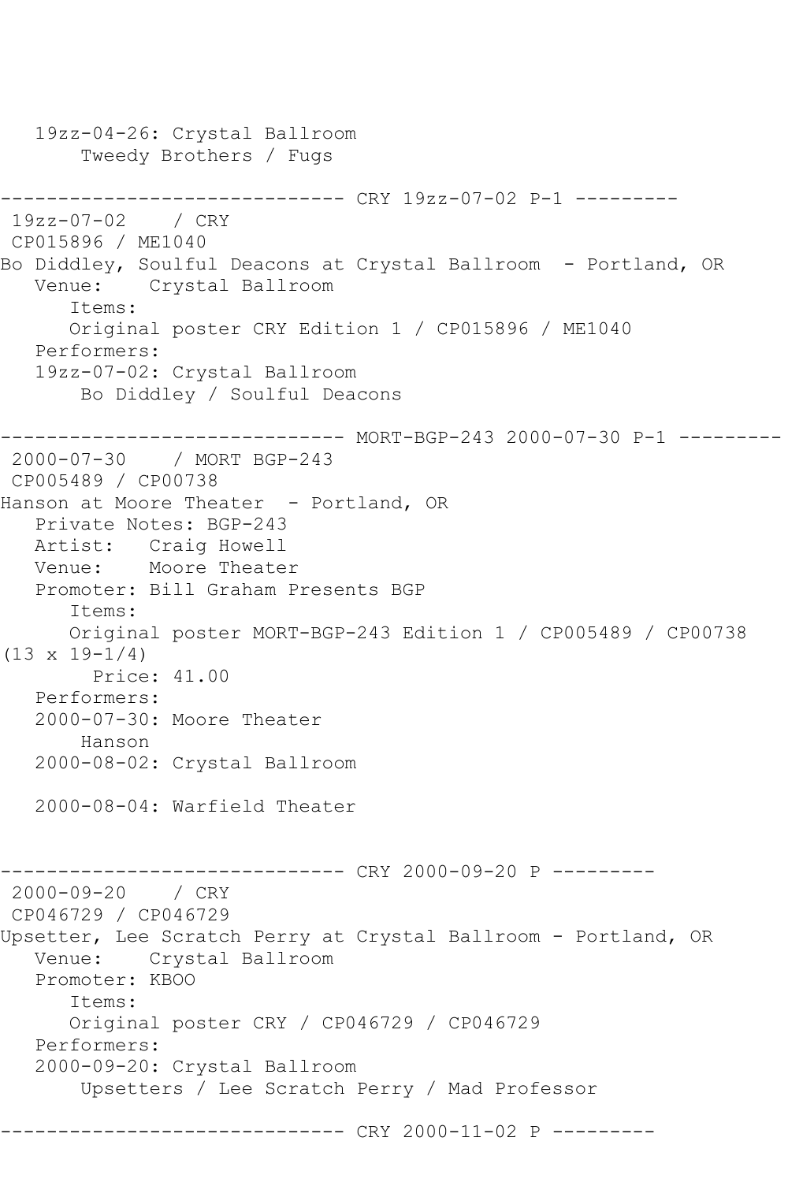```
   19zz-04-26: Crystal Ballroom
       Tweedy Brothers / Fugs

------------------------------ CRY 19zz-07-02 P-1 ---------
 19zz-07-02    / CRY
 CP015896 / ME1040
Bo Diddley, Soulful Deacons at Crystal Ballroom  - Portland, OR
   Venue:    Crystal Ballroom
      Items:
      Original poster CRY Edition 1 / CP015896 / ME1040
   Performers:
   19zz-07-02: Crystal Ballroom
       Bo Diddley / Soulful Deacons

------------------------------ MORT-BGP-243 2000-07-30 P-1 ---------
 2000-07-30    / MORT BGP-243
 CP005489 / CP00738
Hanson at Moore Theater  - Portland, OR
   Private Notes: BGP-243
   Artist:   Craig Howell
   Venue:    Moore Theater
   Promoter: Bill Graham Presents BGP
      Items:
      Original poster MORT-BGP-243 Edition 1 / CP005489 / CP00738
(13 x 19-1/4)
        Price: 41.00
   Performers:
   2000-07-30: Moore Theater
       Hanson
   2000-08-02: Crystal Ballroom

   2000-08-04: Warfield Theater


------------------------------ CRY 2000-09-20 P ---------
 2000-09-20    / CRY
 CP046729 / CP046729
Upsetter, Lee Scratch Perry at Crystal Ballroom - Portland, OR
   Venue:    Crystal Ballroom
   Promoter: KBOO
      Items:
      Original poster CRY / CP046729 / CP046729
   Performers:
   2000-09-20: Crystal Ballroom
       Upsetters / Lee Scratch Perry / Mad Professor

------------------------------ CRY 2000-11-02 P ---------
```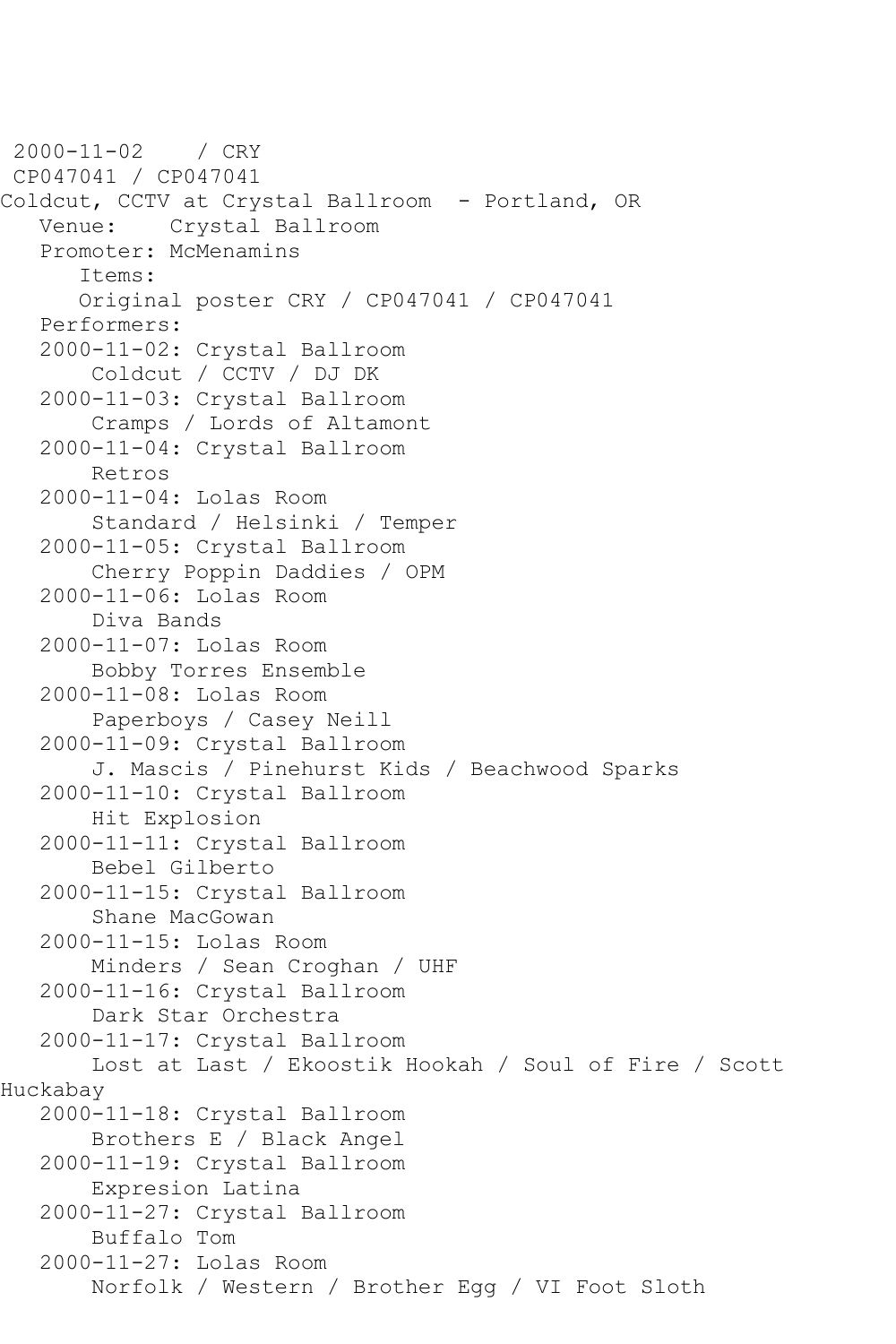2000-11-02 / CRY
CP047041 / CP047041
Coldcut, CCTV at Crystal Ballroom - Portland, OR
Venue: Crystal Ballroom
Promoter: McMenamins
Items:
Original poster CRY / CP047041 / CP047041
Performers:
2000-11-02: Crystal Ballroom
Coldcut / CCTV / DJ DK
2000-11-03: Crystal Ballroom
Cramps / Lords of Altamont
2000-11-04: Crystal Ballroom
Retros
2000-11-04: Lolas Room
Standard / Helsinki / Temper
2000-11-05: Crystal Ballroom
Cherry Poppin Daddies / OPM
2000-11-06: Lolas Room
Diva Bands
2000-11-07: Lolas Room
Bobby Torres Ensemble
2000-11-08: Lolas Room
Paperboys / Casey Neill
2000-11-09: Crystal Ballroom
J. Mascis / Pinehurst Kids / Beachwood Sparks
2000-11-10: Crystal Ballroom
Hit Explosion
2000-11-11: Crystal Ballroom
Bebel Gilberto
2000-11-15: Crystal Ballroom
Shane MacGowan
2000-11-15: Lolas Room
Minders / Sean Croghan / UHF
2000-11-16: Crystal Ballroom
Dark Star Orchestra
2000-11-17: Crystal Ballroom
Lost at Last / Ekoostik Hookah / Soul of Fire / Scott Huckabay
2000-11-18: Crystal Ballroom
Brothers E / Black Angel
2000-11-19: Crystal Ballroom
Expresion Latina
2000-11-27: Crystal Ballroom
Buffalo Tom
2000-11-27: Lolas Room
Norfolk / Western / Brother Egg / VI Foot Sloth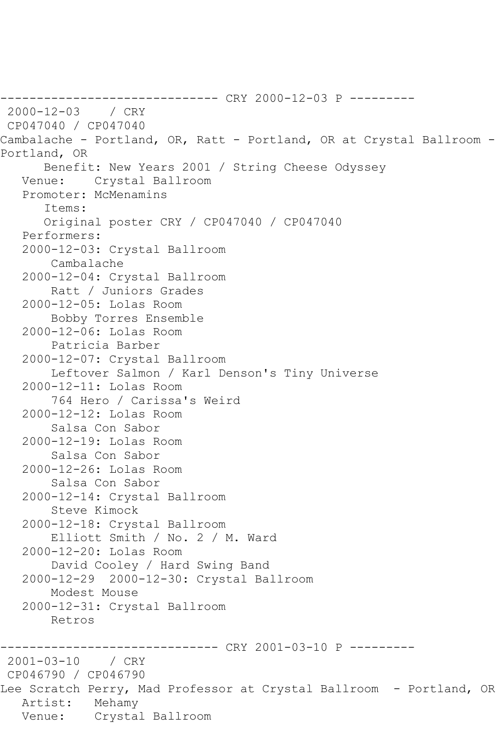------------------------------ CRY 2000-12-03 P ---------

2000-12-03 / CRY

CP047040 / CP047040

Cambalache - Portland, OR, Ratt - Portland, OR at Crystal Ballroom - Portland, OR

Benefit: New Years 2001 / String Cheese Odyssey

Venue: Crystal Ballroom

Promoter: McMenamins

Items:

Original poster CRY / CP047040 / CP047040

Performers:

2000-12-03: Crystal Ballroom
 Cambalache

2000-12-04: Crystal Ballroom
 Ratt / Juniors Grades

2000-12-05: Lolas Room
 Bobby Torres Ensemble

2000-12-06: Lolas Room
 Patricia Barber

2000-12-07: Crystal Ballroom
 Leftover Salmon / Karl Denson's Tiny Universe

2000-12-11: Lolas Room
 764 Hero / Carissa's Weird

2000-12-12: Lolas Room
 Salsa Con Sabor

2000-12-19: Lolas Room
 Salsa Con Sabor

2000-12-26: Lolas Room
 Salsa Con Sabor

2000-12-14: Crystal Ballroom
 Steve Kimock

2000-12-18: Crystal Ballroom
 Elliott Smith / No. 2 / M. Ward

2000-12-20: Lolas Room
 David Cooley / Hard Swing Band

2000-12-29 2000-12-30: Crystal Ballroom
 Modest Mouse

2000-12-31: Crystal Ballroom
 Retros

------------------------------ CRY 2001-03-10 P ---------

2001-03-10 / CRY

CP046790 / CP046790

Lee Scratch Perry, Mad Professor at Crystal Ballroom - Portland, OR

Artist: Mehamy

Venue: Crystal Ballroom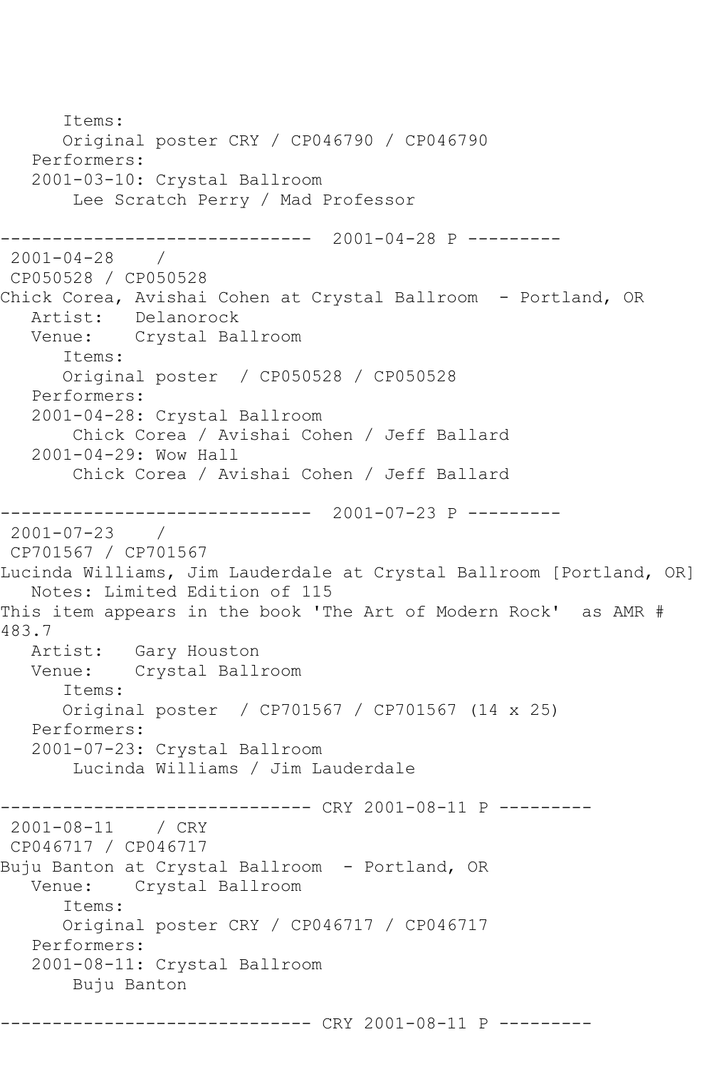```
      Items:
      Original poster CRY / CP046790 / CP046790
   Performers:
   2001-03-10: Crystal Ballroom
       Lee Scratch Perry / Mad Professor

------------------------------  2001-04-28 P ---------
 2001-04-28    / 
 CP050528 / CP050528
Chick Corea, Avishai Cohen at Crystal Ballroom  - Portland, OR
   Artist:   Delanorock
   Venue:    Crystal Ballroom
      Items:
      Original poster  / CP050528 / CP050528
   Performers:
   2001-04-28: Crystal Ballroom
       Chick Corea / Avishai Cohen / Jeff Ballard
   2001-04-29: Wow Hall
       Chick Corea / Avishai Cohen / Jeff Ballard

------------------------------  2001-07-23 P ---------
 2001-07-23    / 
 CP701567 / CP701567
Lucinda Williams, Jim Lauderdale at Crystal Ballroom [Portland, OR]
   Notes: Limited Edition of 115
This item appears in the book 'The Art of Modern Rock'  as AMR #
483.7
   Artist:   Gary Houston
   Venue:    Crystal Ballroom
      Items:
      Original poster  / CP701567 / CP701567 (14 x 25)
   Performers:
   2001-07-23: Crystal Ballroom
       Lucinda Williams / Jim Lauderdale

------------------------------ CRY 2001-08-11 P ---------
 2001-08-11    / CRY
 CP046717 / CP046717
Buju Banton at Crystal Ballroom  - Portland, OR
   Venue:    Crystal Ballroom
      Items:
      Original poster CRY / CP046717 / CP046717
   Performers:
   2001-08-11: Crystal Ballroom
       Buju Banton

------------------------------ CRY 2001-08-11 P ---------
```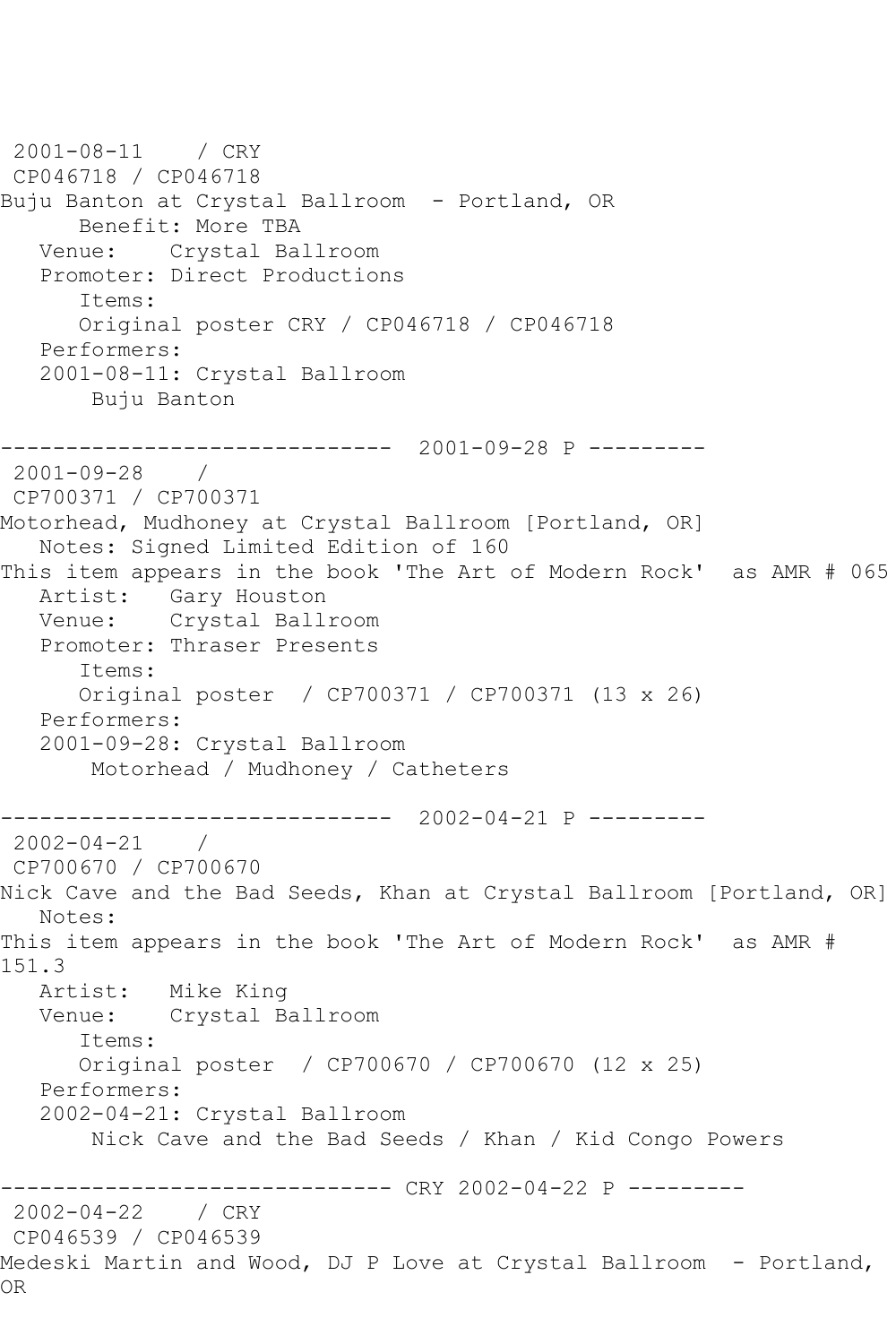2001-08-11 / CRY
CP046718 / CP046718
Buju Banton at Crystal Ballroom - Portland, OR
Benefit: More TBA
Venue: Crystal Ballroom
Promoter: Direct Productions
Items:
Original poster CRY / CP046718 / CP046718
Performers:
2001-08-11: Crystal Ballroom
Buju Banton

------------------------------ 2001-09-28 P ---------
2001-09-28 /
CP700371 / CP700371
Motorhead, Mudhoney at Crystal Ballroom [Portland, OR]
Notes: Signed Limited Edition of 160
This item appears in the book 'The Art of Modern Rock' as AMR # 065
Artist: Gary Houston
Venue: Crystal Ballroom
Promoter: Thraser Presents
Items:
Original poster / CP700371 / CP700371 (13 x 26)
Performers:
2001-09-28: Crystal Ballroom
Motorhead / Mudhoney / Catheters

------------------------------ 2002-04-21 P ---------
2002-04-21 /
CP700670 / CP700670
Nick Cave and the Bad Seeds, Khan at Crystal Ballroom [Portland, OR]
Notes:
This item appears in the book 'The Art of Modern Rock' as AMR # 151.3
Artist: Mike King
Venue: Crystal Ballroom
Items:
Original poster / CP700670 / CP700670 (12 x 25)
Performers:
2002-04-21: Crystal Ballroom
Nick Cave and the Bad Seeds / Khan / Kid Congo Powers

------------------------------ CRY 2002-04-22 P ---------
2002-04-22 / CRY
CP046539 / CP046539
Medeski Martin and Wood, DJ P Love at Crystal Ballroom - Portland, OR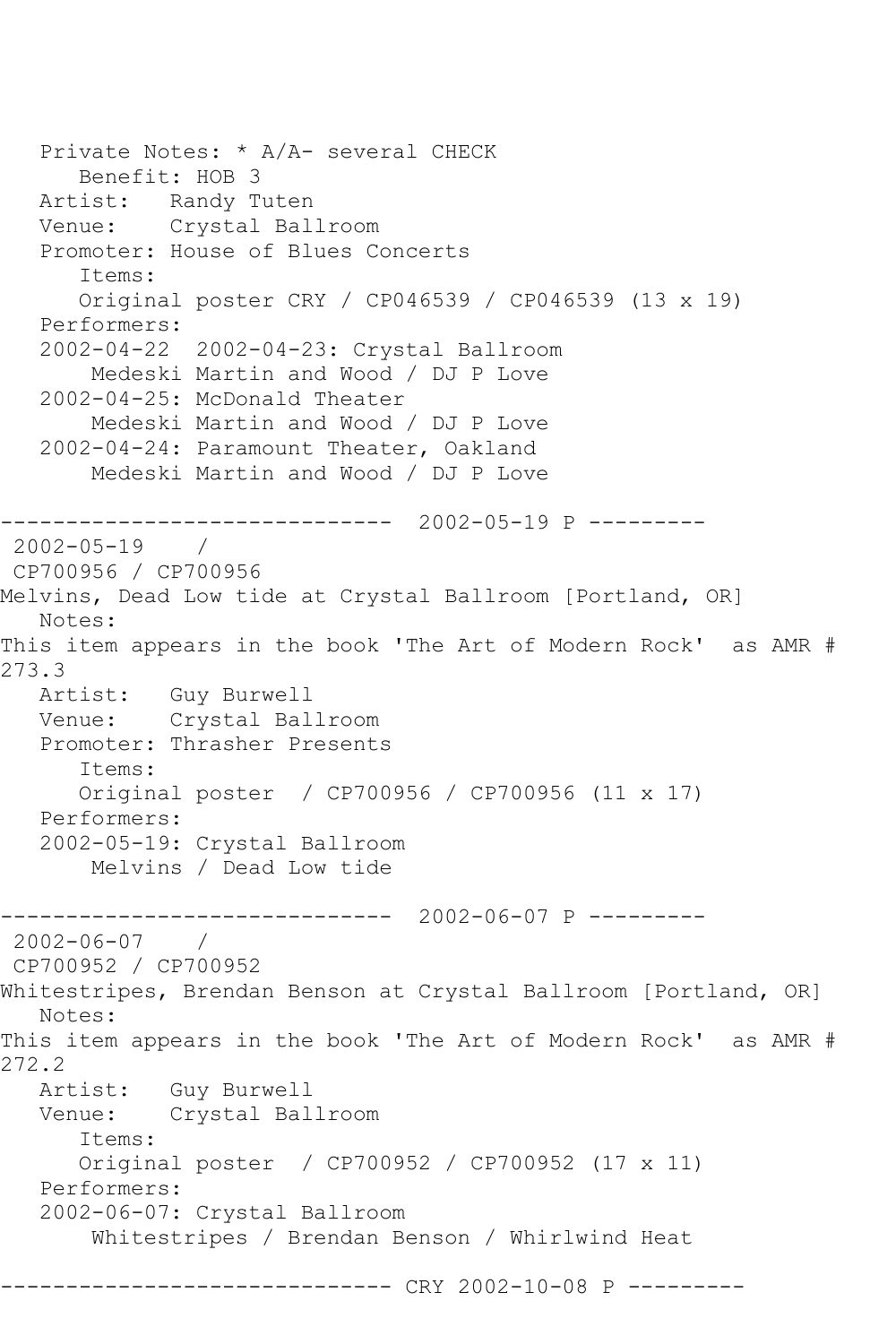```
   Private Notes: * A/A- several CHECK
      Benefit: HOB 3
   Artist:   Randy Tuten
   Venue:    Crystal Ballroom
   Promoter: House of Blues Concerts
      Items:
      Original poster CRY / CP046539 / CP046539 (13 x 19)
   Performers:
   2002-04-22  2002-04-23: Crystal Ballroom
       Medeski Martin and Wood / DJ P Love
   2002-04-25: McDonald Theater
       Medeski Martin and Wood / DJ P Love
   2002-04-24: Paramount Theater, Oakland
       Medeski Martin and Wood / DJ P Love

------------------------------  2002-05-19 P ---------
 2002-05-19    /
 CP700956 / CP700956
Melvins, Dead Low tide at Crystal Ballroom [Portland, OR]
   Notes:
This item appears in the book 'The Art of Modern Rock'  as AMR #
273.3
   Artist:   Guy Burwell
   Venue:    Crystal Ballroom
   Promoter: Thrasher Presents
      Items:
      Original poster  / CP700956 / CP700956 (11 x 17)
   Performers:
   2002-05-19: Crystal Ballroom
       Melvins / Dead Low tide

------------------------------  2002-06-07 P ---------
 2002-06-07    /
 CP700952 / CP700952
Whitestripes, Brendan Benson at Crystal Ballroom [Portland, OR]
   Notes:
This item appears in the book 'The Art of Modern Rock'  as AMR #
272.2
   Artist:   Guy Burwell
   Venue:    Crystal Ballroom
      Items:
      Original poster  / CP700952 / CP700952 (17 x 11)
   Performers:
   2002-06-07: Crystal Ballroom
       Whitestripes / Brendan Benson / Whirlwind Heat

------------------------------ CRY 2002-10-08 P ---------
```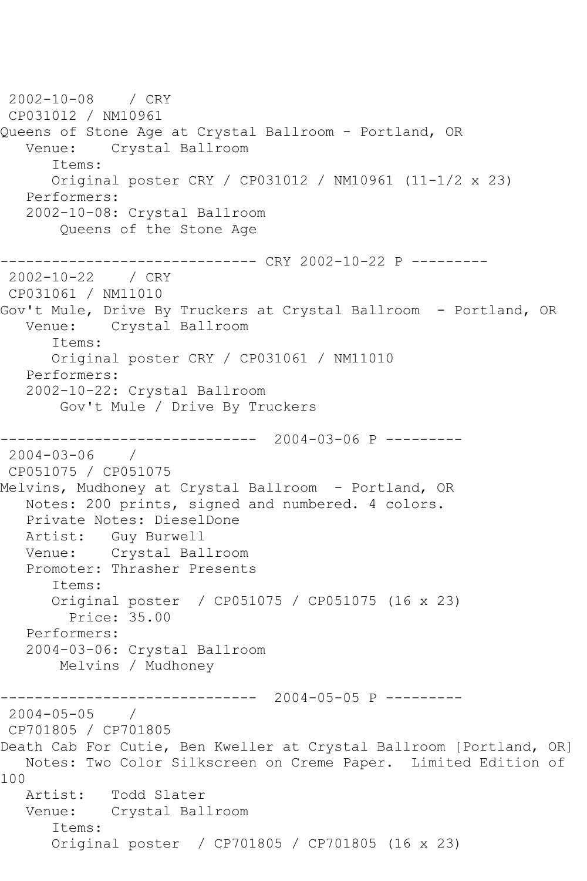2002-10-08 / CRY
CP031012 / NM10961
Queens of Stone Age at Crystal Ballroom - Portland, OR
Venue: Crystal Ballroom
Items:
Original poster CRY / CP031012 / NM10961 (11-1/2 x 23)
Performers:
2002-10-08: Crystal Ballroom
Queens of the Stone Age

------------------------------ CRY 2002-10-22 P ---------

2002-10-22 / CRY
CP031061 / NM11010
Gov't Mule, Drive By Truckers at Crystal Ballroom - Portland, OR
Venue: Crystal Ballroom
Items:
Original poster CRY / CP031061 / NM11010
Performers:
2002-10-22: Crystal Ballroom
Gov't Mule / Drive By Truckers

------------------------------ 2004-03-06 P ---------

2004-03-06 /
CP051075 / CP051075
Melvins, Mudhoney at Crystal Ballroom - Portland, OR
Notes: 200 prints, signed and numbered. 4 colors.
Private Notes: DieselDone
Artist: Guy Burwell
Venue: Crystal Ballroom
Promoter: Thrasher Presents
Items:
Original poster / CP051075 / CP051075 (16 x 23)
Price: 35.00
Performers:
2004-03-06: Crystal Ballroom
Melvins / Mudhoney

------------------------------ 2004-05-05 P ---------

2004-05-05 /
CP701805 / CP701805
Death Cab For Cutie, Ben Kweller at Crystal Ballroom [Portland, OR]
Notes: Two Color Silkscreen on Creme Paper. Limited Edition of 100
Artist: Todd Slater
Venue: Crystal Ballroom
Items:
Original poster / CP701805 / CP701805 (16 x 23)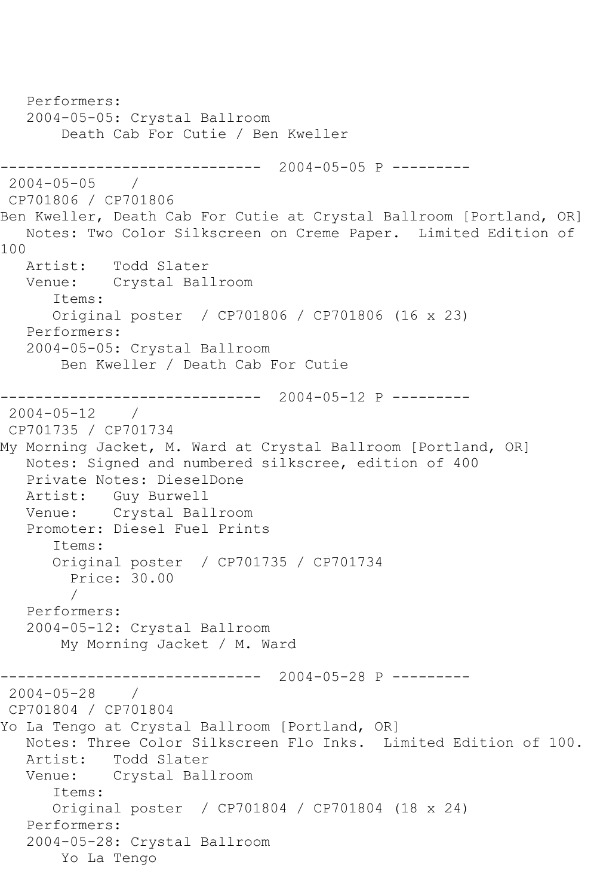Performers:
2004-05-05: Crystal Ballroom
Death Cab For Cutie / Ben Kweller

------------------------------ 2004-05-05 P ---------

2004-05-05 /
CP701806 / CP701806
Ben Kweller, Death Cab For Cutie at Crystal Ballroom [Portland, OR]
Notes: Two Color Silkscreen on Creme Paper. Limited Edition of 100
Artist: Todd Slater
Venue: Crystal Ballroom
Items:
Original poster / CP701806 / CP701806 (16 x 23)
Performers:
2004-05-05: Crystal Ballroom
Ben Kweller / Death Cab For Cutie

------------------------------ 2004-05-12 P ---------

2004-05-12 /
CP701735 / CP701734
My Morning Jacket, M. Ward at Crystal Ballroom [Portland, OR]
Notes: Signed and numbered silkscree, edition of 400
Private Notes: DieselDone
Artist: Guy Burwell
Venue: Crystal Ballroom
Promoter: Diesel Fuel Prints
Items:
Original poster / CP701735 / CP701734
Price: 30.00
/
Performers:
2004-05-12: Crystal Ballroom
My Morning Jacket / M. Ward

------------------------------ 2004-05-28 P ---------

2004-05-28 /
CP701804 / CP701804
Yo La Tengo at Crystal Ballroom [Portland, OR]
Notes: Three Color Silkscreen Flo Inks. Limited Edition of 100.
Artist: Todd Slater
Venue: Crystal Ballroom
Items:
Original poster / CP701804 / CP701804 (18 x 24)
Performers:
2004-05-28: Crystal Ballroom
Yo La Tengo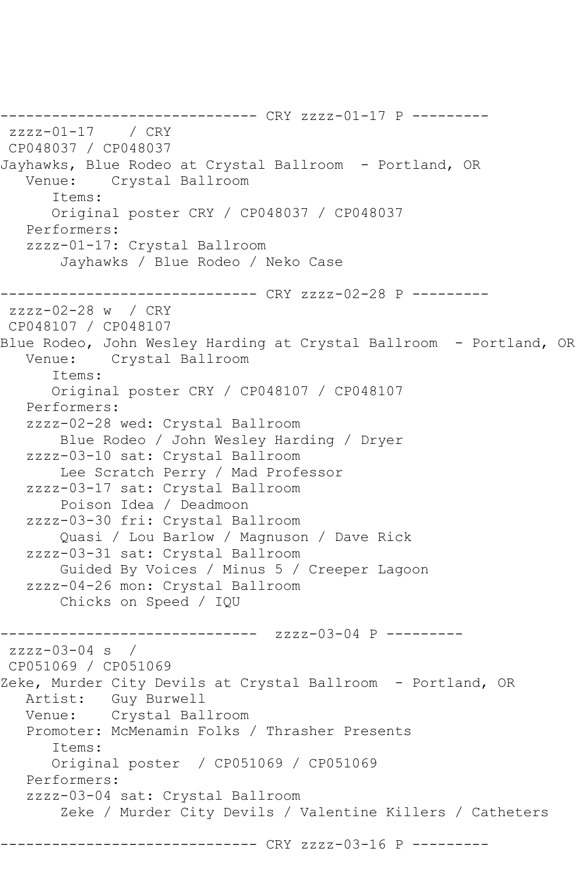------------------------------ CRY zzzz-01-17 P ---------
 zzzz-01-17    / CRY
 CP048037 / CP048037
Jayhawks, Blue Rodeo at Crystal Ballroom  - Portland, OR
   Venue:    Crystal Ballroom
      Items:
      Original poster CRY / CP048037 / CP048037
   Performers:
   zzzz-01-17: Crystal Ballroom
       Jayhawks / Blue Rodeo / Neko Case

------------------------------ CRY zzzz-02-28 P ---------
 zzzz-02-28 w  / CRY
 CP048107 / CP048107
Blue Rodeo, John Wesley Harding at Crystal Ballroom  - Portland, OR
   Venue:    Crystal Ballroom
      Items:
      Original poster CRY / CP048107 / CP048107
   Performers:
   zzzz-02-28 wed: Crystal Ballroom
       Blue Rodeo / John Wesley Harding / Dryer
   zzzz-03-10 sat: Crystal Ballroom
       Lee Scratch Perry / Mad Professor
   zzzz-03-17 sat: Crystal Ballroom
       Poison Idea / Deadmoon
   zzzz-03-30 fri: Crystal Ballroom
       Quasi / Lou Barlow / Magnuson / Dave Rick
   zzzz-03-31 sat: Crystal Ballroom
       Guided By Voices / Minus 5 / Creeper Lagoon
   zzzz-04-26 mon: Crystal Ballroom
       Chicks on Speed / IQU

------------------------------  zzzz-03-04 P ---------
 zzzz-03-04 s  /
 CP051069 / CP051069
Zeke, Murder City Devils at Crystal Ballroom  - Portland, OR
   Artist:   Guy Burwell
   Venue:    Crystal Ballroom
   Promoter: McMenamin Folks / Thrasher Presents
      Items:
      Original poster  / CP051069 / CP051069
   Performers:
   zzzz-03-04 sat: Crystal Ballroom
       Zeke / Murder City Devils / Valentine Killers / Catheters

------------------------------ CRY zzzz-03-16 P ---------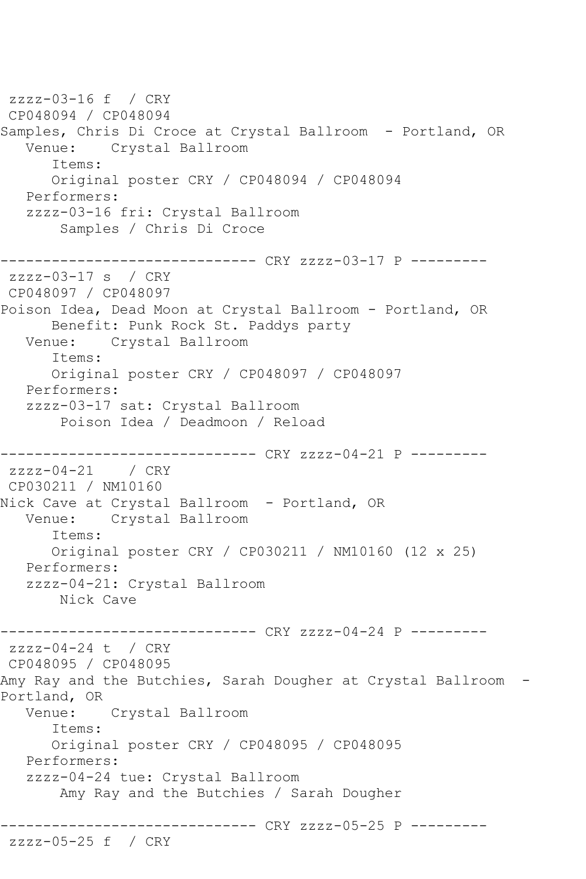```
 zzzz-03-16 f  / CRY
 CP048094 / CP048094
Samples, Chris Di Croce at Crystal Ballroom  - Portland, OR
   Venue:    Crystal Ballroom
      Items:
      Original poster CRY / CP048094 / CP048094
   Performers:
   zzzz-03-16 fri: Crystal Ballroom
       Samples / Chris Di Croce

------------------------------ CRY zzzz-03-17 P ---------
 zzzz-03-17 s  / CRY
 CP048097 / CP048097
Poison Idea, Dead Moon at Crystal Ballroom - Portland, OR
      Benefit: Punk Rock St. Paddys party
   Venue:    Crystal Ballroom
      Items:
      Original poster CRY / CP048097 / CP048097
   Performers:
   zzzz-03-17 sat: Crystal Ballroom
       Poison Idea / Deadmoon / Reload

------------------------------ CRY zzzz-04-21 P ---------
 zzzz-04-21    / CRY
 CP030211 / NM10160
Nick Cave at Crystal Ballroom  - Portland, OR
   Venue:    Crystal Ballroom
      Items:
      Original poster CRY / CP030211 / NM10160 (12 x 25)
   Performers:
   zzzz-04-21: Crystal Ballroom
       Nick Cave

------------------------------ CRY zzzz-04-24 P ---------
 zzzz-04-24 t  / CRY
 CP048095 / CP048095
Amy Ray and the Butchies, Sarah Dougher at Crystal Ballroom  - 
Portland, OR
   Venue:    Crystal Ballroom
      Items:
      Original poster CRY / CP048095 / CP048095
   Performers:
   zzzz-04-24 tue: Crystal Ballroom
       Amy Ray and the Butchies / Sarah Dougher

------------------------------ CRY zzzz-05-25 P ---------
 zzzz-05-25 f  / CRY
```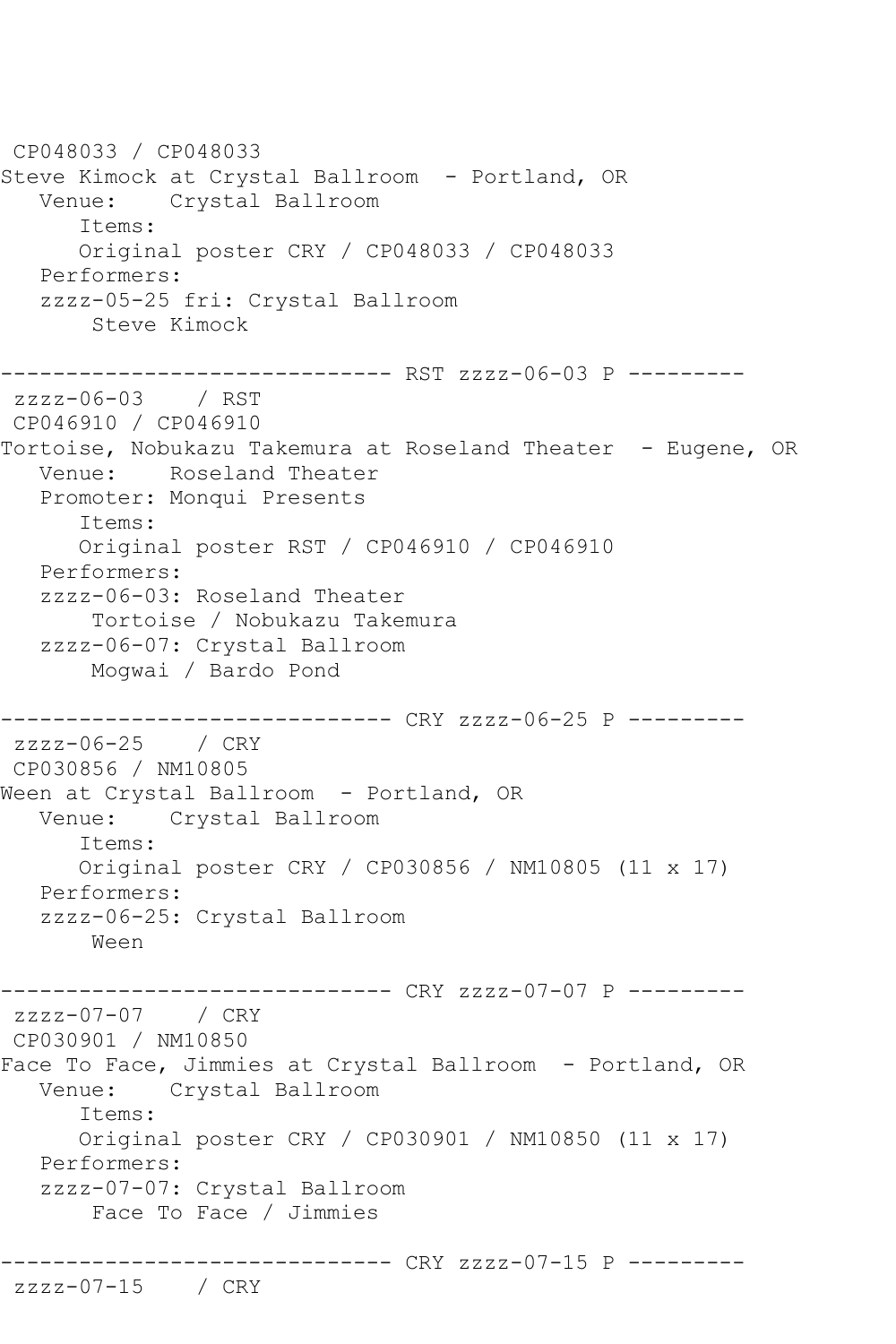```
 CP048033 / CP048033
Steve Kimock at Crystal Ballroom  - Portland, OR
   Venue:    Crystal Ballroom
      Items:
      Original poster CRY / CP048033 / CP048033
   Performers:
   zzzz-05-25 fri: Crystal Ballroom
       Steve Kimock

------------------------------ RST zzzz-06-03 P ---------
 zzzz-06-03    / RST
 CP046910 / CP046910
Tortoise, Nobukazu Takemura at Roseland Theater  - Eugene, OR
   Venue:    Roseland Theater
   Promoter: Monqui Presents
      Items:
      Original poster RST / CP046910 / CP046910
   Performers:
   zzzz-06-03: Roseland Theater
       Tortoise / Nobukazu Takemura
   zzzz-06-07: Crystal Ballroom
       Mogwai / Bardo Pond

------------------------------ CRY zzzz-06-25 P ---------
 zzzz-06-25    / CRY
 CP030856 / NM10805
Ween at Crystal Ballroom  - Portland, OR
   Venue:    Crystal Ballroom
      Items:
      Original poster CRY / CP030856 / NM10805 (11 x 17)
   Performers:
   zzzz-06-25: Crystal Ballroom
       Ween

------------------------------ CRY zzzz-07-07 P ---------
 zzzz-07-07    / CRY
 CP030901 / NM10850
Face To Face, Jimmies at Crystal Ballroom  - Portland, OR
   Venue:    Crystal Ballroom
      Items:
      Original poster CRY / CP030901 / NM10850 (11 x 17)
   Performers:
   zzzz-07-07: Crystal Ballroom
       Face To Face / Jimmies

------------------------------ CRY zzzz-07-15 P ---------
 zzzz-07-15    / CRY
```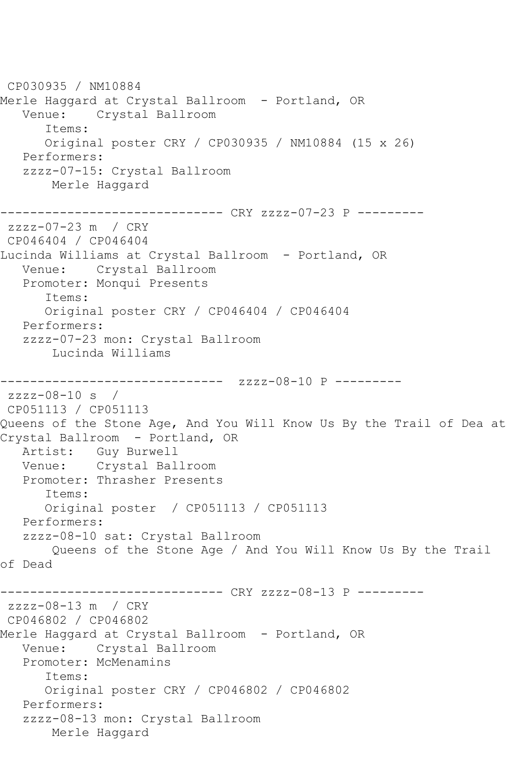```
 CP030935 / NM10884
Merle Haggard at Crystal Ballroom  - Portland, OR
   Venue:    Crystal Ballroom
      Items:
      Original poster CRY / CP030935 / NM10884 (15 x 26)
   Performers:
   zzzz-07-15: Crystal Ballroom
       Merle Haggard

------------------------------ CRY zzzz-07-23 P ---------
 zzzz-07-23 m  / CRY
 CP046404 / CP046404
Lucinda Williams at Crystal Ballroom  - Portland, OR
   Venue:    Crystal Ballroom
   Promoter: Monqui Presents
      Items:
      Original poster CRY / CP046404 / CP046404
   Performers:
   zzzz-07-23 mon: Crystal Ballroom
       Lucinda Williams

------------------------------  zzzz-08-10 P ---------
 zzzz-08-10 s  /
 CP051113 / CP051113
Queens of the Stone Age, And You Will Know Us By the Trail of Dea at
Crystal Ballroom  - Portland, OR
   Artist:   Guy Burwell
   Venue:    Crystal Ballroom
   Promoter: Thrasher Presents
      Items:
      Original poster  / CP051113 / CP051113
   Performers:
   zzzz-08-10 sat: Crystal Ballroom
       Queens of the Stone Age / And You Will Know Us By the Trail
of Dead

------------------------------ CRY zzzz-08-13 P ---------
 zzzz-08-13 m  / CRY
 CP046802 / CP046802
Merle Haggard at Crystal Ballroom  - Portland, OR
   Venue:    Crystal Ballroom
   Promoter: McMenamins
      Items:
      Original poster CRY / CP046802 / CP046802
   Performers:
   zzzz-08-13 mon: Crystal Ballroom
       Merle Haggard
```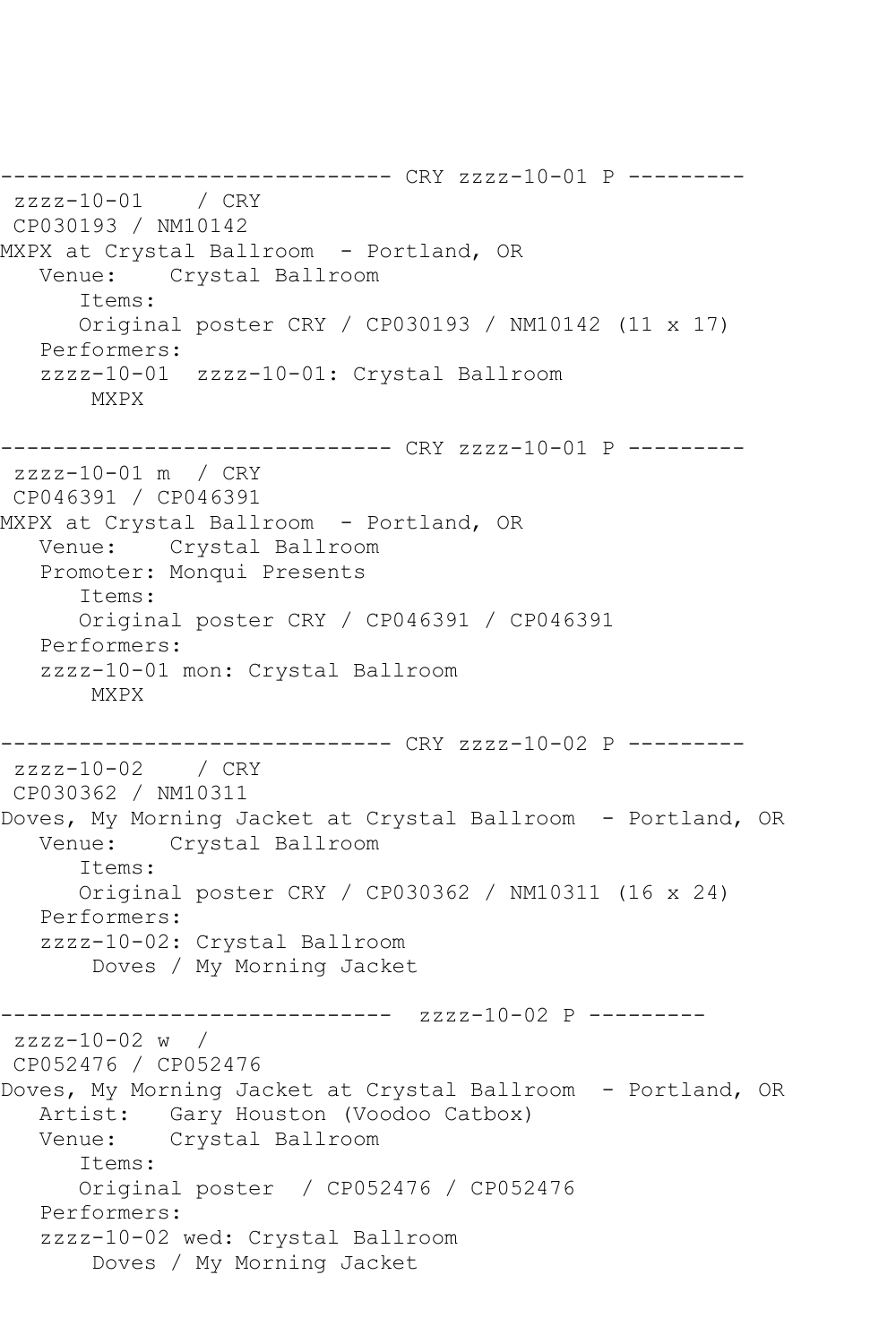------------------------------ CRY zzzz-10-01 P ---------
zzzz-10-01    / CRY
CP030193 / NM10142
MXPX at Crystal Ballroom  - Portland, OR
   Venue:    Crystal Ballroom
      Items:
      Original poster CRY / CP030193 / NM10142 (11 x 17)
   Performers:
   zzzz-10-01  zzzz-10-01: Crystal Ballroom
       MXPX

------------------------------ CRY zzzz-10-01 P ---------
zzzz-10-01 m  / CRY
CP046391 / CP046391
MXPX at Crystal Ballroom  - Portland, OR
   Venue:    Crystal Ballroom
   Promoter: Monqui Presents
      Items:
      Original poster CRY / CP046391 / CP046391
   Performers:
   zzzz-10-01 mon: Crystal Ballroom
       MXPX

------------------------------ CRY zzzz-10-02 P ---------
zzzz-10-02    / CRY
CP030362 / NM10311
Doves, My Morning Jacket at Crystal Ballroom  - Portland, OR
   Venue:    Crystal Ballroom
      Items:
      Original poster CRY / CP030362 / NM10311 (16 x 24)
   Performers:
   zzzz-10-02: Crystal Ballroom
       Doves / My Morning Jacket

------------------------------  zzzz-10-02 P ---------
zzzz-10-02 w  /
CP052476 / CP052476
Doves, My Morning Jacket at Crystal Ballroom  - Portland, OR
   Artist:   Gary Houston (Voodoo Catbox)
   Venue:    Crystal Ballroom
      Items:
      Original poster  / CP052476 / CP052476
   Performers:
   zzzz-10-02 wed: Crystal Ballroom
       Doves / My Morning Jacket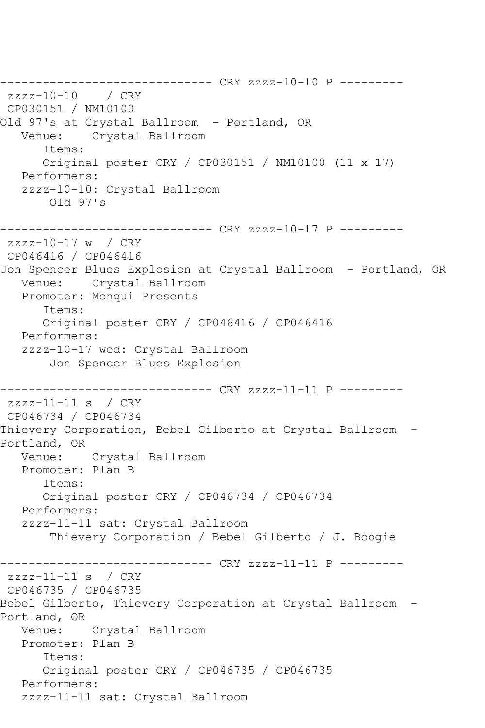```
------------------------------ CRY zzzz-10-10 P ---------
 zzzz-10-10    / CRY
 CP030151 / NM10100
Old 97's at Crystal Ballroom  - Portland, OR
   Venue:    Crystal Ballroom
      Items:
      Original poster CRY / CP030151 / NM10100 (11 x 17)
   Performers:
   zzzz-10-10: Crystal Ballroom
       Old 97's

------------------------------ CRY zzzz-10-17 P ---------
 zzzz-10-17 w  / CRY
 CP046416 / CP046416
Jon Spencer Blues Explosion at Crystal Ballroom  - Portland, OR
   Venue:    Crystal Ballroom
   Promoter: Monqui Presents
      Items:
      Original poster CRY / CP046416 / CP046416
   Performers:
   zzzz-10-17 wed: Crystal Ballroom
       Jon Spencer Blues Explosion

------------------------------ CRY zzzz-11-11 P ---------
 zzzz-11-11 s  / CRY
 CP046734 / CP046734
Thievery Corporation, Bebel Gilberto at Crystal Ballroom  - 
Portland, OR
   Venue:    Crystal Ballroom
   Promoter: Plan B
      Items:
      Original poster CRY / CP046734 / CP046734
   Performers:
   zzzz-11-11 sat: Crystal Ballroom
       Thievery Corporation / Bebel Gilberto / J. Boogie

------------------------------ CRY zzzz-11-11 P ---------
 zzzz-11-11 s  / CRY
 CP046735 / CP046735
Bebel Gilberto, Thievery Corporation at Crystal Ballroom  - 
Portland, OR
   Venue:    Crystal Ballroom
   Promoter: Plan B
      Items:
      Original poster CRY / CP046735 / CP046735
   Performers:
   zzzz-11-11 sat: Crystal Ballroom
```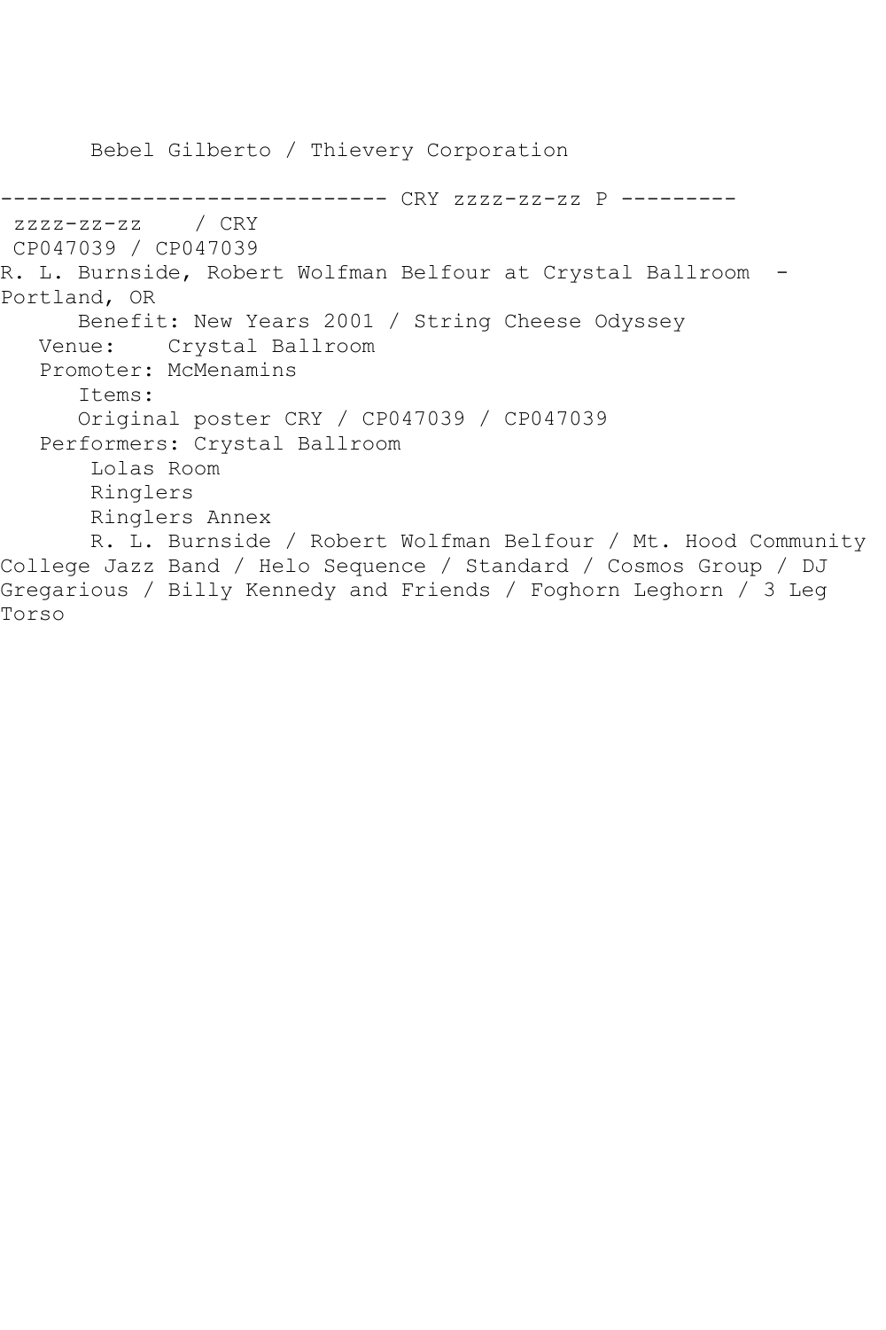Bebel Gilberto / Thievery Corporation

------------------------------ CRY zzzz-zz-zz P ---------

zzzz-zz-zz / CRY

CP047039 / CP047039

R. L. Burnside, Robert Wolfman Belfour at Crystal Ballroom - Portland, OR

Benefit: New Years 2001 / String Cheese Odyssey

Venue: Crystal Ballroom

Promoter: McMenamins

Items:

Original poster CRY / CP047039 / CP047039

Performers: Crystal Ballroom

Lolas Room

Ringlers

Ringlers Annex

R. L. Burnside / Robert Wolfman Belfour / Mt. Hood Community College Jazz Band / Helo Sequence / Standard / Cosmos Group / DJ Gregarious / Billy Kennedy and Friends / Foghorn Leghorn / 3 Leg Torso